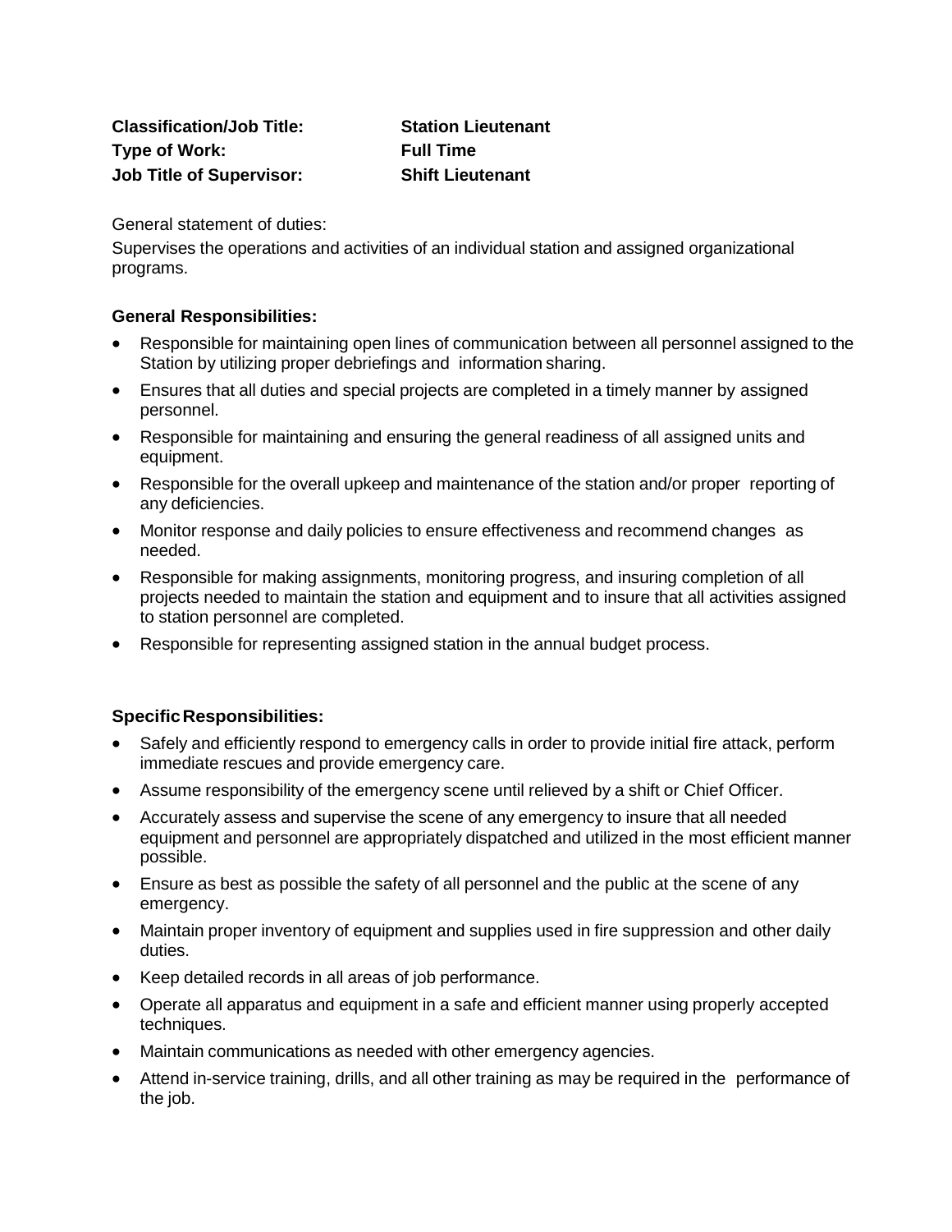**Classification/Job Title:** **Station Lieutenant**
**Type of Work:** **Full Time**
**Job Title of Supervisor:** **Shift Lieutenant**

General statement of duties:

Supervises the operations and activities of an individual station and assigned organizational programs.

**General Responsibilities:**

- Responsible for maintaining open lines of communication between all personnel assigned to the Station by utilizing proper debriefings and information sharing.
- Ensures that all duties and special projects are completed in a timely manner by assigned personnel.
- Responsible for maintaining and ensuring the general readiness of all assigned units and equipment.
- Responsible for the overall upkeep and maintenance of the station and/or proper reporting of any deficiencies.
- Monitor response and daily policies to ensure effectiveness and recommend changes as needed.
- Responsible for making assignments, monitoring progress, and insuring completion of all projects needed to maintain the station and equipment and to insure that all activities assigned to station personnel are completed.
- Responsible for representing assigned station in the annual budget process.

**Specific Responsibilities:**

- Safely and efficiently respond to emergency calls in order to provide initial fire attack, perform immediate rescues and provide emergency care.
- Assume responsibility of the emergency scene until relieved by a shift or Chief Officer.
- Accurately assess and supervise the scene of any emergency to insure that all needed equipment and personnel are appropriately dispatched and utilized in the most efficient manner possible.
- Ensure as best as possible the safety of all personnel and the public at the scene of any emergency.
- Maintain proper inventory of equipment and supplies used in fire suppression and other daily duties.
- Keep detailed records in all areas of job performance.
- Operate all apparatus and equipment in a safe and efficient manner using properly accepted techniques.
- Maintain communications as needed with other emergency agencies.
- Attend in-service training, drills, and all other training as may be required in the performance of the job.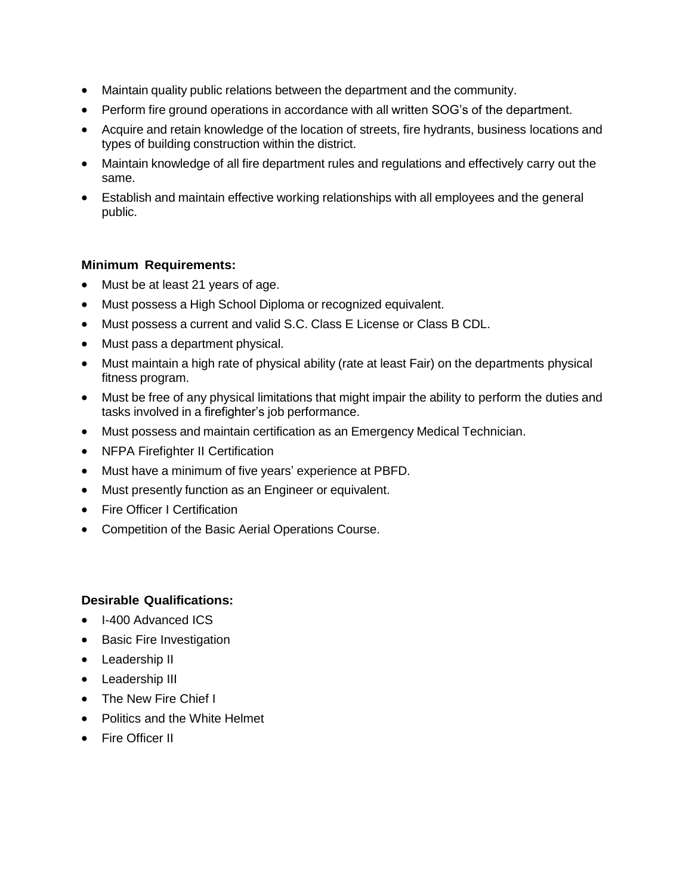- Maintain quality public relations between the department and the community.
- Perform fire ground operations in accordance with all written SOG's of the department.
- Acquire and retain knowledge of the location of streets, fire hydrants, business locations and types of building construction within the district.
- Maintain knowledge of all fire department rules and regulations and effectively carry out the same.
- Establish and maintain effective working relationships with all employees and the general public.

**Minimum Requirements:**

- Must be at least 21 years of age.
- Must possess a High School Diploma or recognized equivalent.
- Must possess a current and valid S.C. Class E License or Class B CDL.
- Must pass a department physical.
- Must maintain a high rate of physical ability (rate at least Fair) on the departments physical fitness program.
- Must be free of any physical limitations that might impair the ability to perform the duties and tasks involved in a firefighter's job performance.
- Must possess and maintain certification as an Emergency Medical Technician.
- NFPA Firefighter II Certification
- Must have a minimum of five years' experience at PBFD.
- Must presently function as an Engineer or equivalent.
- Fire Officer I Certification
- Competition of the Basic Aerial Operations Course.

**Desirable Qualifications:**

- I-400 Advanced ICS
- Basic Fire Investigation
- Leadership II
- Leadership III
- The New Fire Chief I
- Politics and the White Helmet
- Fire Officer II